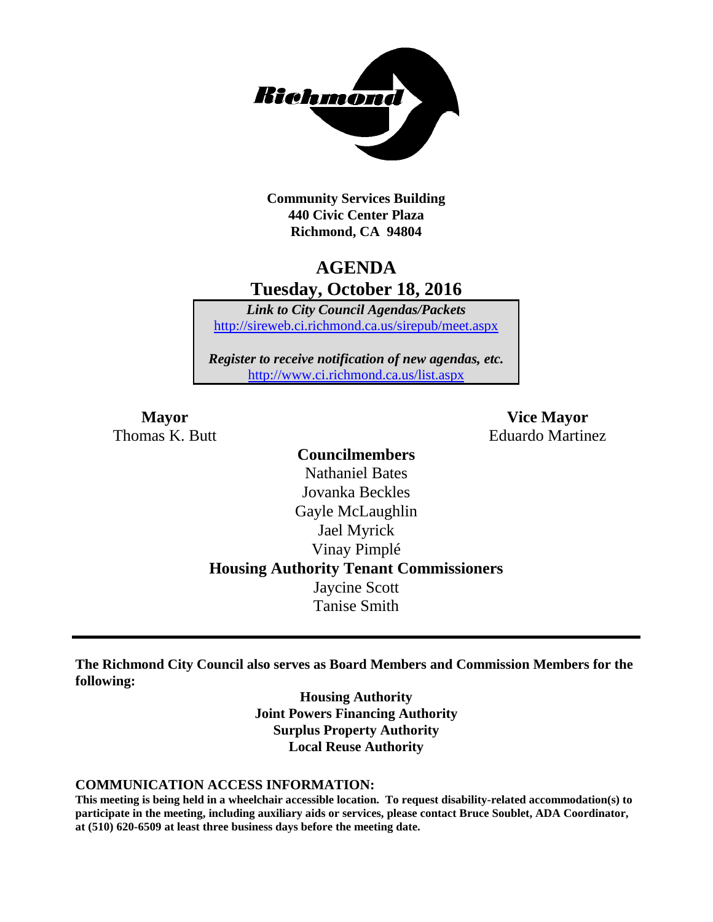**Community Services Building**
**440 Civic Center Plaza**
**Richmond, CA 94804**

# AGENDA
## Tuesday, October 18, 2016

***Link to City Council Agendas/Packets***
http://sireweb.ci.richmond.ca.us/sirepub/meet.aspx

***Register to receive notification of new agendas, etc.***
http://www.ci.richmond.ca.us/list.aspx

**Mayor**
Thomas K. Butt

**Vice Mayor**
Eduardo Martinez

**Councilmembers**
Nathaniel Bates
Jovanka Beckles
Gayle McLaughlin
Jael Myrick
Vinay Pimplé

**Housing Authority Tenant Commissioners**
Jaycine Scott
Tanise Smith

---

**The Richmond City Council also serves as Board Members and Commission Members for the following:**

**Housing Authority**
**Joint Powers Financing Authority**
**Surplus Property Authority**
**Local Reuse Authority**

**COMMUNICATION ACCESS INFORMATION:**
**This meeting is being held in a wheelchair accessible location. To request disability-related accommodation(s) to participate in the meeting, including auxiliary aids or services, please contact Bruce Soublet, ADA Coordinator, at (510) 620-6509 at least three business days before the meeting date.**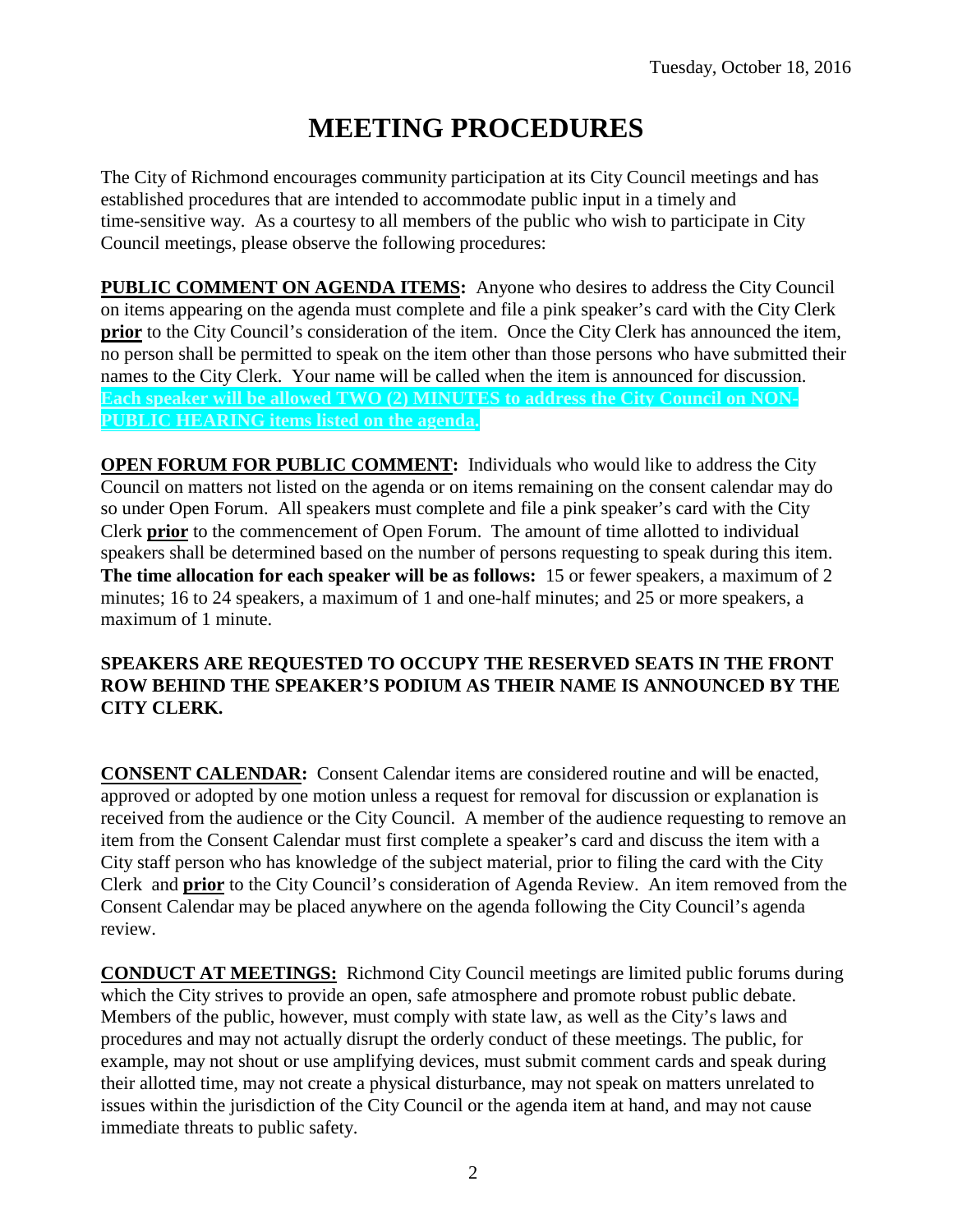Tuesday, October 18, 2016

# MEETING PROCEDURES

The City of Richmond encourages community participation at its City Council meetings and has established procedures that are intended to accommodate public input in a timely and time-sensitive way. As a courtesy to all members of the public who wish to participate in City Council meetings, please observe the following procedures:

**PUBLIC COMMENT ON AGENDA ITEMS:** Anyone who desires to address the City Council on items appearing on the agenda must complete and file a pink speaker's card with the City Clerk **prior** to the City Council's consideration of the item. Once the City Clerk has announced the item, no person shall be permitted to speak on the item other than those persons who have submitted their names to the City Clerk. Your name will be called when the item is announced for discussion. **Each speaker will be allowed TWO (2) MINUTES to address the City Council on NON-PUBLIC HEARING items listed on the agenda.**

**OPEN FORUM FOR PUBLIC COMMENT:** Individuals who would like to address the City Council on matters not listed on the agenda or on items remaining on the consent calendar may do so under Open Forum. All speakers must complete and file a pink speaker's card with the City Clerk **prior** to the commencement of Open Forum. The amount of time allotted to individual speakers shall be determined based on the number of persons requesting to speak during this item. **The time allocation for each speaker will be as follows:** 15 or fewer speakers, a maximum of 2 minutes; 16 to 24 speakers, a maximum of 1 and one-half minutes; and 25 or more speakers, a maximum of 1 minute.

**SPEAKERS ARE REQUESTED TO OCCUPY THE RESERVED SEATS IN THE FRONT ROW BEHIND THE SPEAKER'S PODIUM AS THEIR NAME IS ANNOUNCED BY THE CITY CLERK.**

**CONSENT CALENDAR:** Consent Calendar items are considered routine and will be enacted, approved or adopted by one motion unless a request for removal for discussion or explanation is received from the audience or the City Council. A member of the audience requesting to remove an item from the Consent Calendar must first complete a speaker's card and discuss the item with a City staff person who has knowledge of the subject material, prior to filing the card with the City Clerk and **prior** to the City Council's consideration of Agenda Review. An item removed from the Consent Calendar may be placed anywhere on the agenda following the City Council's agenda review.

**CONDUCT AT MEETINGS:** Richmond City Council meetings are limited public forums during which the City strives to provide an open, safe atmosphere and promote robust public debate. Members of the public, however, must comply with state law, as well as the City's laws and procedures and may not actually disrupt the orderly conduct of these meetings. The public, for example, may not shout or use amplifying devices, must submit comment cards and speak during their allotted time, may not create a physical disturbance, may not speak on matters unrelated to issues within the jurisdiction of the City Council or the agenda item at hand, and may not cause immediate threats to public safety.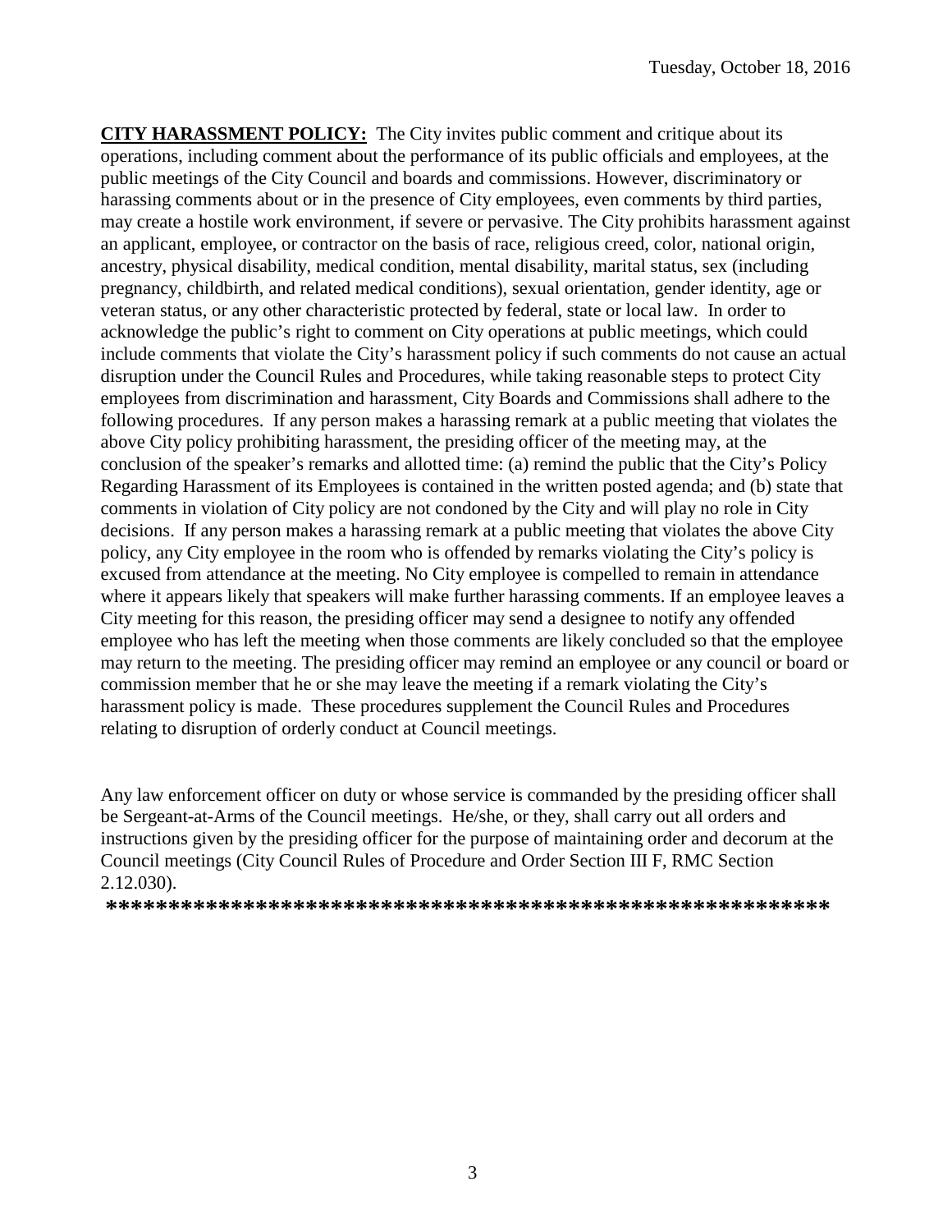**CITY HARASSMENT POLICY:** The City invites public comment and critique about its operations, including comment about the performance of its public officials and employees, at the public meetings of the City Council and boards and commissions. However, discriminatory or harassing comments about or in the presence of City employees, even comments by third parties, may create a hostile work environment, if severe or pervasive. The City prohibits harassment against an applicant, employee, or contractor on the basis of race, religious creed, color, national origin, ancestry, physical disability, medical condition, mental disability, marital status, sex (including pregnancy, childbirth, and related medical conditions), sexual orientation, gender identity, age or veteran status, or any other characteristic protected by federal, state or local law. In order to acknowledge the public's right to comment on City operations at public meetings, which could include comments that violate the City's harassment policy if such comments do not cause an actual disruption under the Council Rules and Procedures, while taking reasonable steps to protect City employees from discrimination and harassment, City Boards and Commissions shall adhere to the following procedures. If any person makes a harassing remark at a public meeting that violates the above City policy prohibiting harassment, the presiding officer of the meeting may, at the conclusion of the speaker's remarks and allotted time: (a) remind the public that the City's Policy Regarding Harassment of its Employees is contained in the written posted agenda; and (b) state that comments in violation of City policy are not condoned by the City and will play no role in City decisions. If any person makes a harassing remark at a public meeting that violates the above City policy, any City employee in the room who is offended by remarks violating the City's policy is excused from attendance at the meeting. No City employee is compelled to remain in attendance where it appears likely that speakers will make further harassing comments. If an employee leaves a City meeting for this reason, the presiding officer may send a designee to notify any offended employee who has left the meeting when those comments are likely concluded so that the employee may return to the meeting. The presiding officer may remind an employee or any council or board or commission member that he or she may leave the meeting if a remark violating the City's harassment policy is made. These procedures supplement the Council Rules and Procedures relating to disruption of orderly conduct at Council meetings.

Any law enforcement officer on duty or whose service is commanded by the presiding officer shall be Sergeant-at-Arms of the Council meetings. He/she, or they, shall carry out all orders and instructions given by the presiding officer for the purpose of maintaining order and decorum at the Council meetings (City Council Rules of Procedure and Order Section III F, RMC Section 2.12.030).

**********************************************************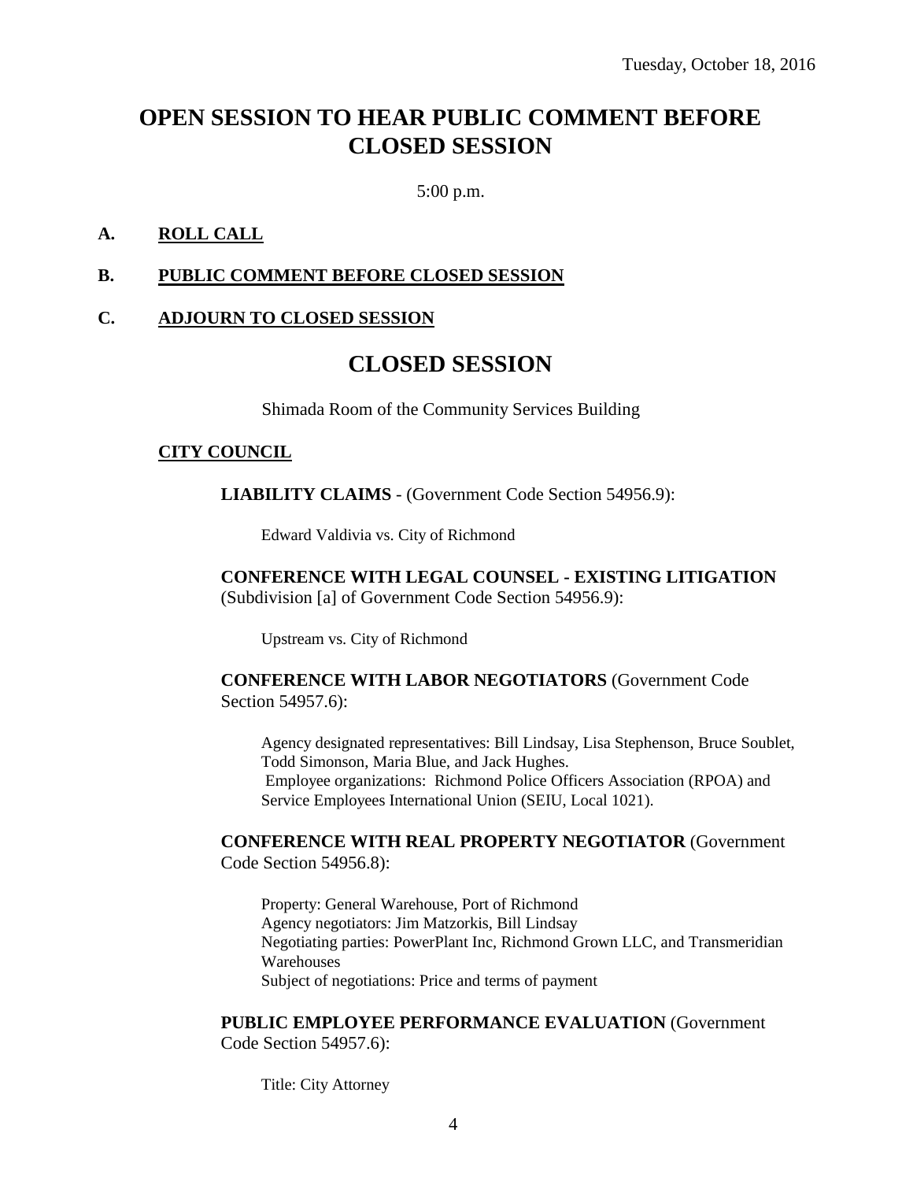Tuesday, October 18, 2016

# OPEN SESSION TO HEAR PUBLIC COMMENT BEFORE CLOSED SESSION

5:00 p.m.

**A. ROLL CALL**

**B. PUBLIC COMMENT BEFORE CLOSED SESSION**

**C. ADJOURN TO CLOSED SESSION**

# CLOSED SESSION

Shimada Room of the Community Services Building

**CITY COUNCIL**

**LIABILITY CLAIMS** - (Government Code Section 54956.9):

Edward Valdivia vs. City of Richmond

**CONFERENCE WITH LEGAL COUNSEL - EXISTING LITIGATION** (Subdivision [a] of Government Code Section 54956.9):

Upstream vs. City of Richmond

**CONFERENCE WITH LABOR NEGOTIATORS** (Government Code Section 54957.6):

Agency designated representatives: Bill Lindsay, Lisa Stephenson, Bruce Soublet, Todd Simonson, Maria Blue, and Jack Hughes.
Employee organizations: Richmond Police Officers Association (RPOA) and Service Employees International Union (SEIU, Local 1021).

**CONFERENCE WITH REAL PROPERTY NEGOTIATOR** (Government Code Section 54956.8):

Property: General Warehouse, Port of Richmond
Agency negotiators: Jim Matzorkis, Bill Lindsay
Negotiating parties: PowerPlant Inc, Richmond Grown LLC, and Transmeridian Warehouses
Subject of negotiations: Price and terms of payment

**PUBLIC EMPLOYEE PERFORMANCE EVALUATION** (Government Code Section 54957.6):

Title: City Attorney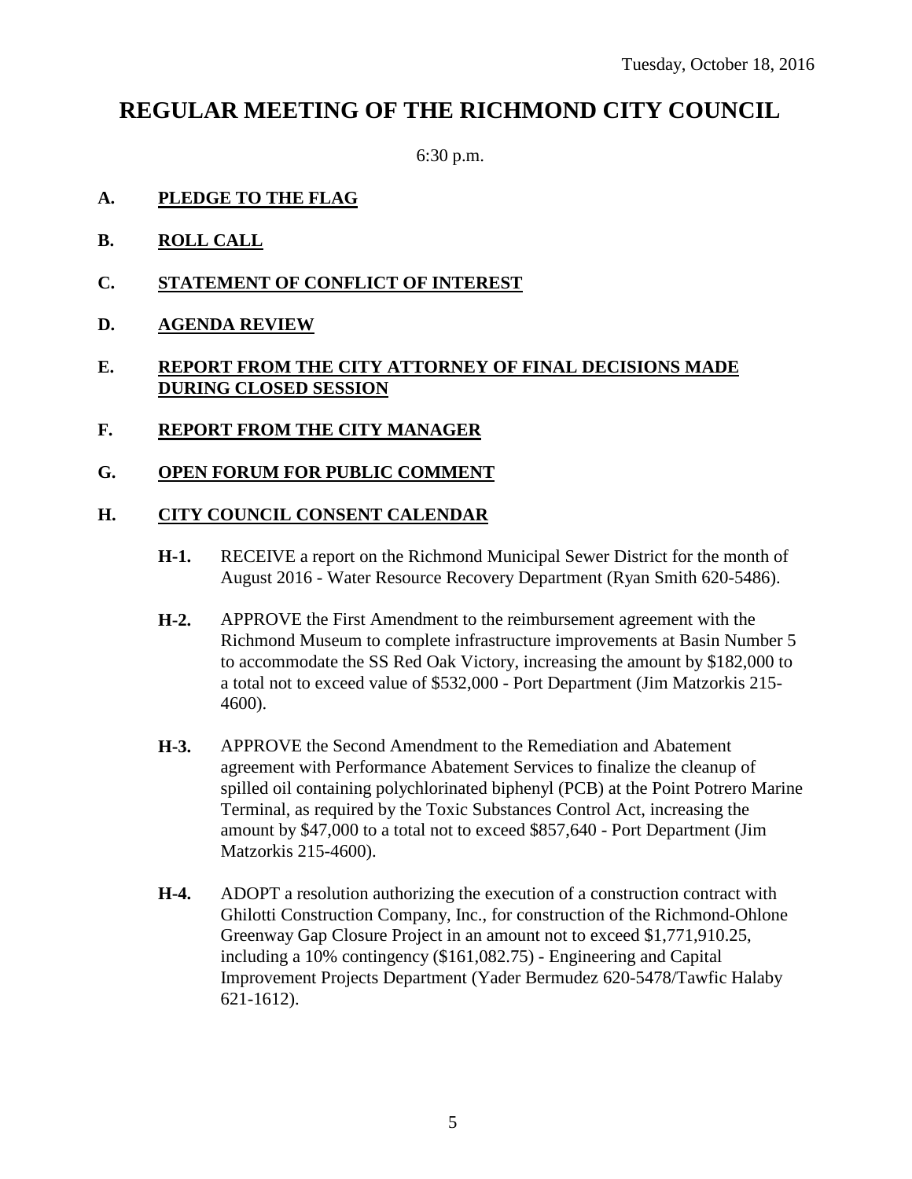Tuesday, October 18, 2016

# REGULAR MEETING OF THE RICHMOND CITY COUNCIL

6:30 p.m.

**A. PLEDGE TO THE FLAG**

**B. ROLL CALL**

**C. STATEMENT OF CONFLICT OF INTEREST**

**D. AGENDA REVIEW**

**E. REPORT FROM THE CITY ATTORNEY OF FINAL DECISIONS MADE DURING CLOSED SESSION**

**F. REPORT FROM THE CITY MANAGER**

**G. OPEN FORUM FOR PUBLIC COMMENT**

**H. CITY COUNCIL CONSENT CALENDAR**

**H-1.** RECEIVE a report on the Richmond Municipal Sewer District for the month of August 2016 - Water Resource Recovery Department (Ryan Smith 620-5486).

**H-2.** APPROVE the First Amendment to the reimbursement agreement with the Richmond Museum to complete infrastructure improvements at Basin Number 5 to accommodate the SS Red Oak Victory, increasing the amount by $182,000 to a total not to exceed value of $532,000 - Port Department (Jim Matzorkis 215-4600).

**H-3.** APPROVE the Second Amendment to the Remediation and Abatement agreement with Performance Abatement Services to finalize the cleanup of spilled oil containing polychlorinated biphenyl (PCB) at the Point Potrero Marine Terminal, as required by the Toxic Substances Control Act, increasing the amount by $47,000 to a total not to exceed $857,640 - Port Department (Jim Matzorkis 215-4600).

**H-4.** ADOPT a resolution authorizing the execution of a construction contract with Ghilotti Construction Company, Inc., for construction of the Richmond-Ohlone Greenway Gap Closure Project in an amount not to exceed $1,771,910.25, including a 10% contingency ($161,082.75) - Engineering and Capital Improvement Projects Department (Yader Bermudez 620-5478/Tawfic Halaby 621-1612).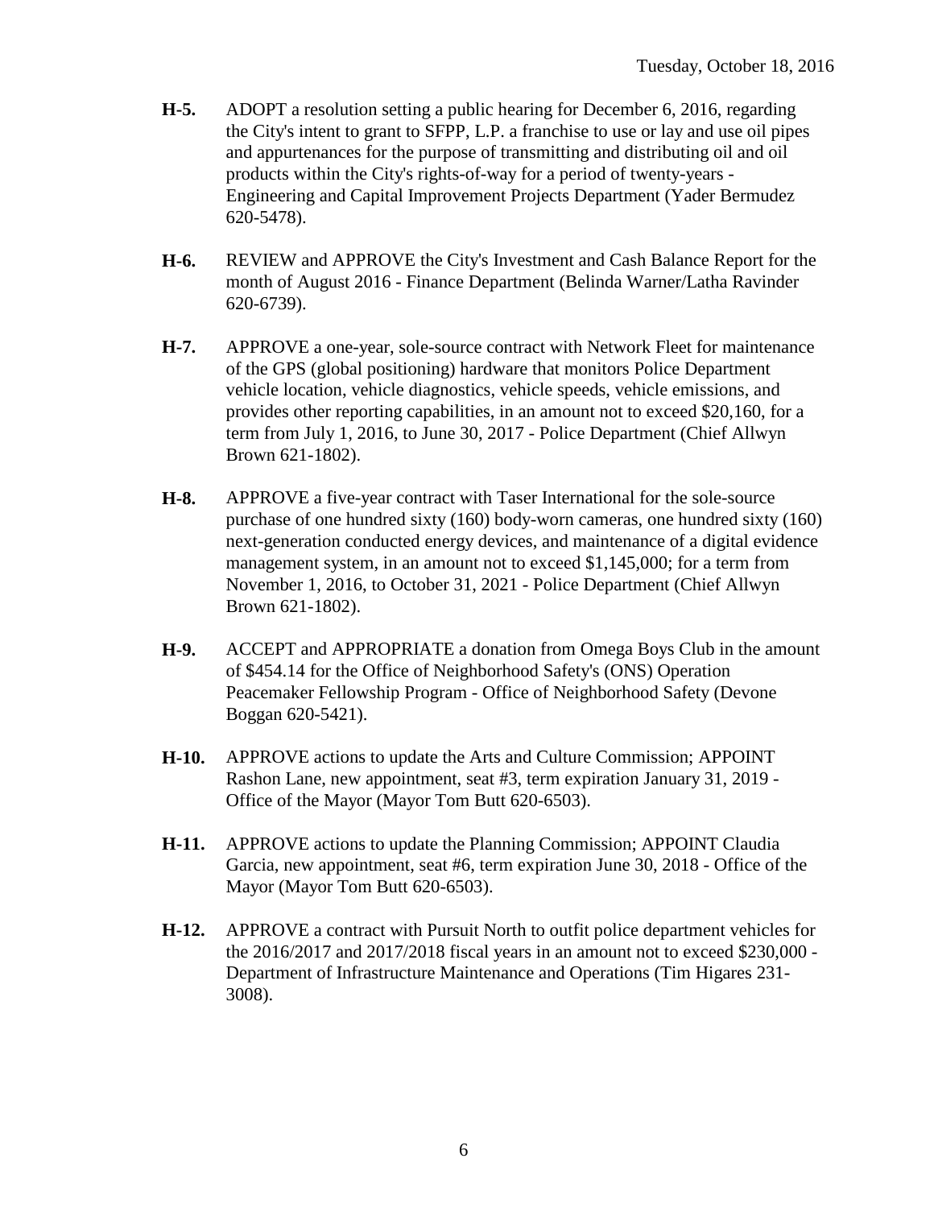**H-5.** ADOPT a resolution setting a public hearing for December 6, 2016, regarding the City's intent to grant to SFPP, L.P. a franchise to use or lay and use oil pipes and appurtenances for the purpose of transmitting and distributing oil and oil products within the City's rights-of-way for a period of twenty-years - Engineering and Capital Improvement Projects Department (Yader Bermudez 620-5478).

**H-6.** REVIEW and APPROVE the City's Investment and Cash Balance Report for the month of August 2016 - Finance Department (Belinda Warner/Latha Ravinder 620-6739).

**H-7.** APPROVE a one-year, sole-source contract with Network Fleet for maintenance of the GPS (global positioning) hardware that monitors Police Department vehicle location, vehicle diagnostics, vehicle speeds, vehicle emissions, and provides other reporting capabilities, in an amount not to exceed $20,160, for a term from July 1, 2016, to June 30, 2017 - Police Department (Chief Allwyn Brown 621-1802).

**H-8.** APPROVE a five-year contract with Taser International for the sole-source purchase of one hundred sixty (160) body-worn cameras, one hundred sixty (160) next-generation conducted energy devices, and maintenance of a digital evidence management system, in an amount not to exceed $1,145,000; for a term from November 1, 2016, to October 31, 2021 - Police Department (Chief Allwyn Brown 621-1802).

**H-9.** ACCEPT and APPROPRIATE a donation from Omega Boys Club in the amount of $454.14 for the Office of Neighborhood Safety's (ONS) Operation Peacemaker Fellowship Program - Office of Neighborhood Safety (Devone Boggan 620-5421).

**H-10.** APPROVE actions to update the Arts and Culture Commission; APPOINT Rashon Lane, new appointment, seat #3, term expiration January 31, 2019 - Office of the Mayor (Mayor Tom Butt 620-6503).

**H-11.** APPROVE actions to update the Planning Commission; APPOINT Claudia Garcia, new appointment, seat #6, term expiration June 30, 2018 - Office of the Mayor (Mayor Tom Butt 620-6503).

**H-12.** APPROVE a contract with Pursuit North to outfit police department vehicles for the 2016/2017 and 2017/2018 fiscal years in an amount not to exceed $230,000 - Department of Infrastructure Maintenance and Operations (Tim Higares 231-3008).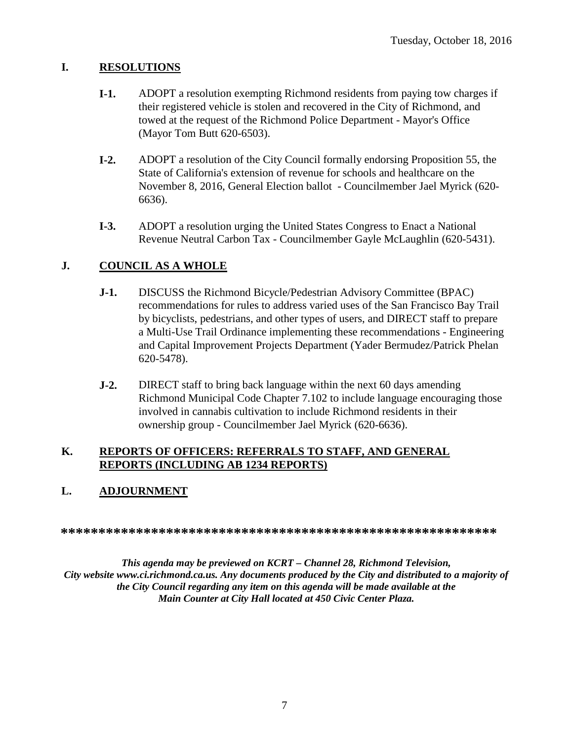## I. RESOLUTIONS

**I-1.** ADOPT a resolution exempting Richmond residents from paying tow charges if their registered vehicle is stolen and recovered in the City of Richmond, and towed at the request of the Richmond Police Department - Mayor's Office (Mayor Tom Butt 620-6503).

**I-2.** ADOPT a resolution of the City Council formally endorsing Proposition 55, the State of California's extension of revenue for schools and healthcare on the November 8, 2016, General Election ballot - Councilmember Jael Myrick (620-6636).

**I-3.** ADOPT a resolution urging the United States Congress to Enact a National Revenue Neutral Carbon Tax - Councilmember Gayle McLaughlin (620-5431).

## J. COUNCIL AS A WHOLE

**J-1.** DISCUSS the Richmond Bicycle/Pedestrian Advisory Committee (BPAC) recommendations for rules to address varied uses of the San Francisco Bay Trail by bicyclists, pedestrians, and other types of users, and DIRECT staff to prepare a Multi-Use Trail Ordinance implementing these recommendations - Engineering and Capital Improvement Projects Department (Yader Bermudez/Patrick Phelan 620-5478).

**J-2.** DIRECT staff to bring back language within the next 60 days amending Richmond Municipal Code Chapter 7.102 to include language encouraging those involved in cannabis cultivation to include Richmond residents in their ownership group - Councilmember Jael Myrick (620-6636).

## K. REPORTS OF OFFICERS: REFERRALS TO STAFF, AND GENERAL REPORTS (INCLUDING AB 1234 REPORTS)

## L. ADJOURNMENT

**************************************************************

***This agenda may be previewed on KCRT – Channel 28, Richmond Television, City website www.ci.richmond.ca.us. Any documents produced by the City and distributed to a majority of the City Council regarding any item on this agenda will be made available at the Main Counter at City Hall located at 450 Civic Center Plaza.***